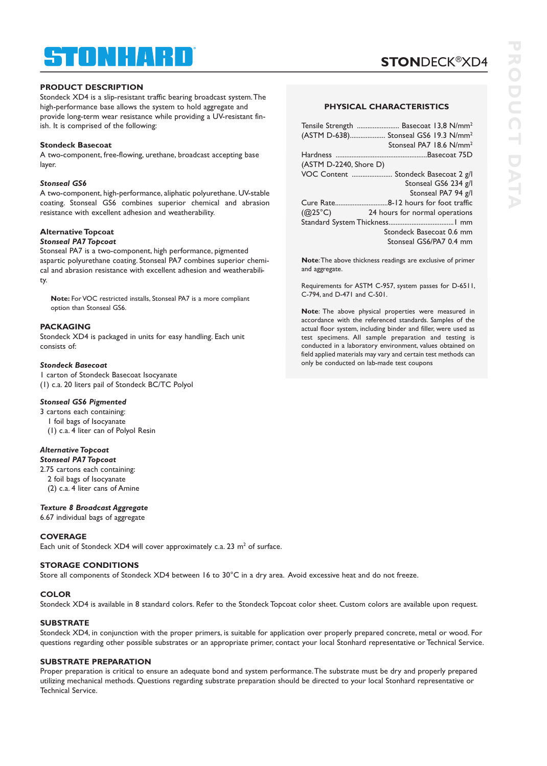# STONHARD

## STONDECK®XD4

### PRODUCT DESCRIPTION

Stondeck XD4 is a slip-resistant traffic bearing broadcast system. The high-performance base allows the system to hold aggregate and provide long-term wear resistance while providing a UV-resistant finish. It is comprised of the following:

**Stondeck Basecoat**
A two-component, free-flowing, urethane, broadcast accepting base layer.

***Stonseal GS6***
A two-component, high-performance, aliphatic polyurethane. UV-stable coating. Stonseal GS6 combines superior chemical and abrasion resistance with excellent adhesion and weatherability.

**Alternative Topcoat**
***Stonseal PA7 Topcoat***
Stonseal PA7 is a two-component, high performance, pigmented aspartic polyurethane coating. Stonseal PA7 combines superior chemical and abrasion resistance with excellent adhesion and weatherability.

> **Note:** For VOC restricted installs, Stonseal PA7 is a more compliant option than Stonseal GS6.

### PACKAGING

Stondeck XD4 is packaged in units for easy handling. Each unit consists of:

***Stondeck Basecoat***
1 carton of Stondeck Basecoat Isocyanate
(1) c.a. 20 liters pail of Stondeck BC/TC Polyol

***Stonseal GS6 Pigmented***
3 cartons each containing:
1 foil bags of Isocyanate
(1) c.a. 4 liter can of Polyol Resin

***Alternative Topcoat***
***Stonseal PA7 Topcoat***
2.75 cartons each containing:
2 foil bags of Isocyanate
(2) c.a. 4 liter cans of Amine

***Texture 8 Broadcast Aggregate***
6.67 individual bags of aggregate

### COVERAGE

Each unit of Stondeck XD4 will cover approximately c.a. 23 m² of surface.

### STORAGE CONDITIONS

Store all components of Stondeck XD4 between 16 to 30°C in a dry area. Avoid excessive heat and do not freeze.

### COLOR

Stondeck XD4 is available in 8 standard colors. Refer to the Stondeck Topcoat color sheet. Custom colors are available upon request.

### SUBSTRATE

Stondeck XD4, in conjunction with the proper primers, is suitable for application over properly prepared concrete, metal or wood. For questions regarding other possible substrates or an appropriate primer, contact your local Stonhard representative or Technical Service.

### SUBSTRATE PREPARATION

Proper preparation is critical to ensure an adequate bond and system performance. The substrate must be dry and properly prepared utilizing mechanical methods. Questions regarding substrate preparation should be directed to your local Stonhard representative or Technical Service.

### PHYSICAL CHARACTERISTICS

| Property | Value |
|---|---|
| Tensile Strength (ASTM D-638) | Basecoat 13,8 N/mm² |
| | Stonseal GS6 19.3 N/mm² |
| | Stonseal PA7 18.6 N/mm² |
| Hardness (ASTM D-2240, Shore D) | Basecoat 75D |
| VOC Content | Stondeck Basecoat 2 g/l |
| | Stonseal GS6 234 g/l |
| | Stonseal PA7 94 g/l |
| Cure Rate (@25°C) | 8-12 hours for foot traffic |
| | 24 hours for normal operations |
| Standard System Thickness | 1 mm |
| | Stondeck Basecoat 0.6 mm |
| | Stonseal GS6/PA7 0.4 mm |

**Note**: The above thickness readings are exclusive of primer and aggregate.

Requirements for ASTM C-957, system passes for D-6511, C-794, and D-471 and C-501.

**Note**: The above physical properties were measured in accordance with the referenced standards. Samples of the actual floor system, including binder and filler, were used as test specimens. All sample preparation and testing is conducted in a laboratory environment, values obtained on field applied materials may vary and certain test methods can only be conducted on lab-made test coupons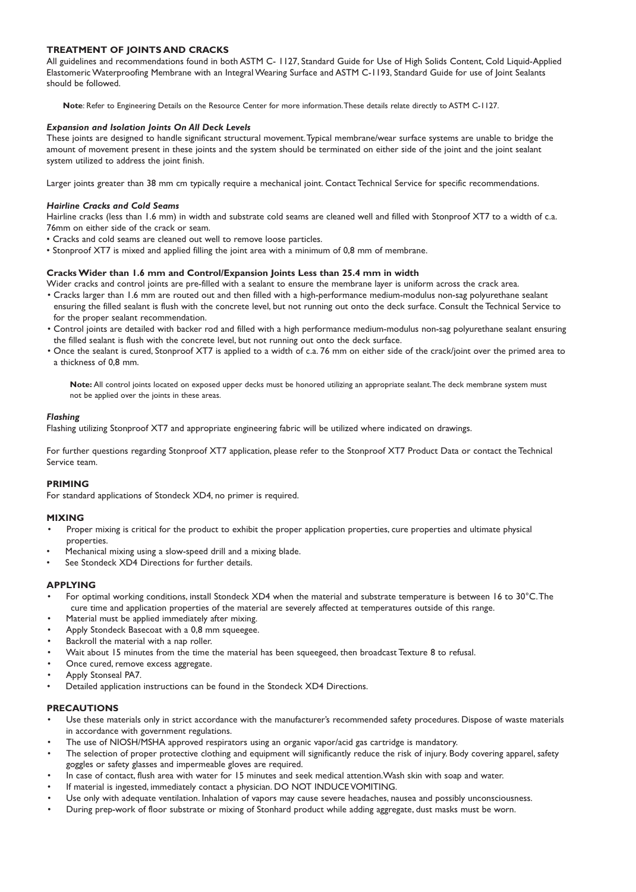## TREATMENT OF JOINTS AND CRACKS

All guidelines and recommendations found in both ASTM C- 1127, Standard Guide for Use of High Solids Content, Cold Liquid-Applied Elastomeric Waterproofing Membrane with an Integral Wearing Surface and ASTM C-1193, Standard Guide for use of Joint Sealants should be followed.

**Note**: Refer to Engineering Details on the Resource Center for more information. These details relate directly to ASTM C-1127.

### *Expansion and Isolation Joints On All Deck Levels*

These joints are designed to handle significant structural movement. Typical membrane/wear surface systems are unable to bridge the amount of movement present in these joints and the system should be terminated on either side of the joint and the joint sealant system utilized to address the joint finish.

Larger joints greater than 38 mm cm typically require a mechanical joint. Contact Technical Service for specific recommendations.

### *Hairline Cracks and Cold Seams*

Hairline cracks (less than 1.6 mm) in width and substrate cold seams are cleaned well and filled with Stonproof XT7 to a width of c.a. 76mm on either side of the crack or seam.

- Cracks and cold seams are cleaned out well to remove loose particles.
- Stonproof XT7 is mixed and applied filling the joint area with a minimum of 0,8 mm of membrane.

### Cracks Wider than 1.6 mm and Control/Expansion Joints Less than 25.4 mm in width

Wider cracks and control joints are pre-filled with a sealant to ensure the membrane layer is uniform across the crack area.

- Cracks larger than 1.6 mm are routed out and then filled with a high-performance medium-modulus non-sag polyurethane sealant ensuring the filled sealant is flush with the concrete level, but not running out onto the deck surface. Consult the Technical Service to for the proper sealant recommendation.
- Control joints are detailed with backer rod and filled with a high performance medium-modulus non-sag polyurethane sealant ensuring the filled sealant is flush with the concrete level, but not running out onto the deck surface.
- Once the sealant is cured, Stonproof XT7 is applied to a width of c.a. 76 mm on either side of the crack/joint over the primed area to a thickness of 0,8 mm.

**Note:** All control joints located on exposed upper decks must be honored utilizing an appropriate sealant. The deck membrane system must not be applied over the joints in these areas.

### *Flashing*

Flashing utilizing Stonproof XT7 and appropriate engineering fabric will be utilized where indicated on drawings.

For further questions regarding Stonproof XT7 application, please refer to the Stonproof XT7 Product Data or contact the Technical Service team.

## PRIMING

For standard applications of Stondeck XD4, no primer is required.

## MIXING

- Proper mixing is critical for the product to exhibit the proper application properties, cure properties and ultimate physical properties.
- Mechanical mixing using a slow-speed drill and a mixing blade.
- See Stondeck XD4 Directions for further details.

## APPLYING

- For optimal working conditions, install Stondeck XD4 when the material and substrate temperature is between 16 to 30°C. The cure time and application properties of the material are severely affected at temperatures outside of this range.
- Material must be applied immediately after mixing.
- Apply Stondeck Basecoat with a 0,8 mm squeegee.
- Backroll the material with a nap roller.
- Wait about 15 minutes from the time the material has been squeegeed, then broadcast Texture 8 to refusal.
- Once cured, remove excess aggregate.
- Apply Stonseal PA7.
- Detailed application instructions can be found in the Stondeck XD4 Directions.

## PRECAUTIONS

- Use these materials only in strict accordance with the manufacturer's recommended safety procedures. Dispose of waste materials in accordance with government regulations.
- The use of NIOSH/MSHA approved respirators using an organic vapor/acid gas cartridge is mandatory.
- The selection of proper protective clothing and equipment will significantly reduce the risk of injury. Body covering apparel, safety goggles or safety glasses and impermeable gloves are required.
- In case of contact, flush area with water for 15 minutes and seek medical attention. Wash skin with soap and water.
- If material is ingested, immediately contact a physician. DO NOT INDUCE VOMITING.
- Use only with adequate ventilation. Inhalation of vapors may cause severe headaches, nausea and possibly unconsciousness.
- During prep-work of floor substrate or mixing of Stonhard product while adding aggregate, dust masks must be worn.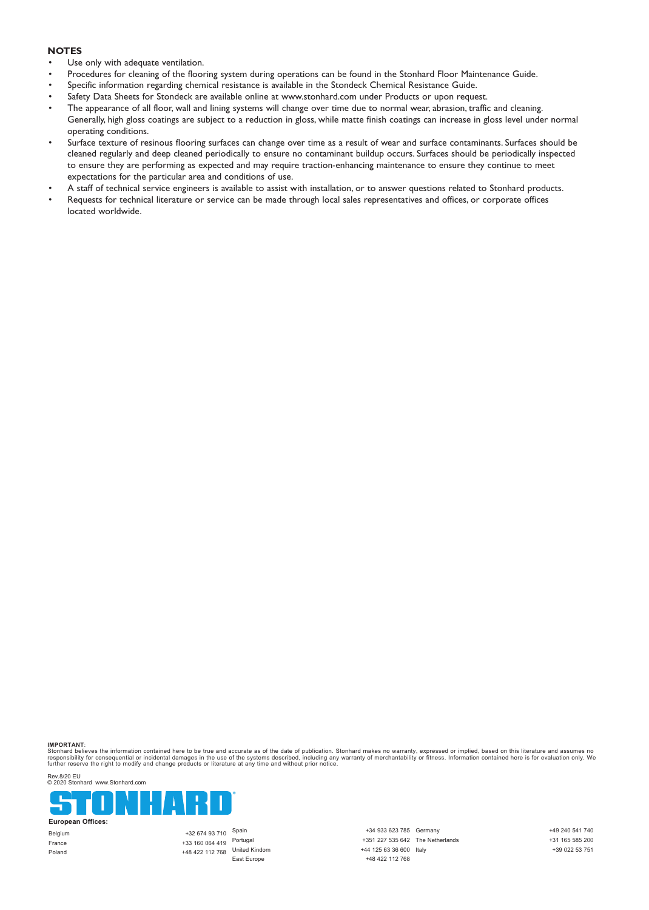**NOTES**

- Use only with adequate ventilation.
- Procedures for cleaning of the flooring system during operations can be found in the Stonhard Floor Maintenance Guide.
- Specific information regarding chemical resistance is available in the Stondeck Chemical Resistance Guide.
- Safety Data Sheets for Stondeck are available online at www.stonhard.com under Products or upon request.
- The appearance of all floor, wall and lining systems will change over time due to normal wear, abrasion, traffic and cleaning. Generally, high gloss coatings are subject to a reduction in gloss, while matte finish coatings can increase in gloss level under normal operating conditions.
- Surface texture of resinous flooring surfaces can change over time as a result of wear and surface contaminants. Surfaces should be cleaned regularly and deep cleaned periodically to ensure no contaminant buildup occurs. Surfaces should be periodically inspected to ensure they are performing as expected and may require traction-enhancing maintenance to ensure they continue to meet expectations for the particular area and conditions of use.
- A staff of technical service engineers is available to assist with installation, or to answer questions related to Stonhard products.
- Requests for technical literature or service can be made through local sales representatives and offices, or corporate offices located worldwide.

**IMPORTANT**:
Stonhard believes the information contained here to be true and accurate as of the date of publication. Stonhard makes no warranty, expressed or implied, based on this literature and assumes no responsibility for consequential or incidental damages in the use of the systems described, including any warranty of merchantability or fitness. Information contained here is for evaluation only. We further reserve the right to modify and change products or literature at any time and without prior notice.

Rev.8/20 EU
© 2020 Stonhard www.Stonhard.com

STONHARD®

**European Offices:**

| | | | | | |
|---|---|---|---|---|---|
| Belgium | +32 674 93 710 | Spain | +34 933 623 785 | Germany | +49 240 541 740 |
| France | +33 160 064 419 | Portugal | +351 227 535 642 | The Netherlands | +31 165 585 200 |
| Poland | +48 422 112 768 | United Kindom | +44 125 63 36 600 | Italy | +39 022 53 751 |
| | | East Europe | +48 422 112 768 | | |